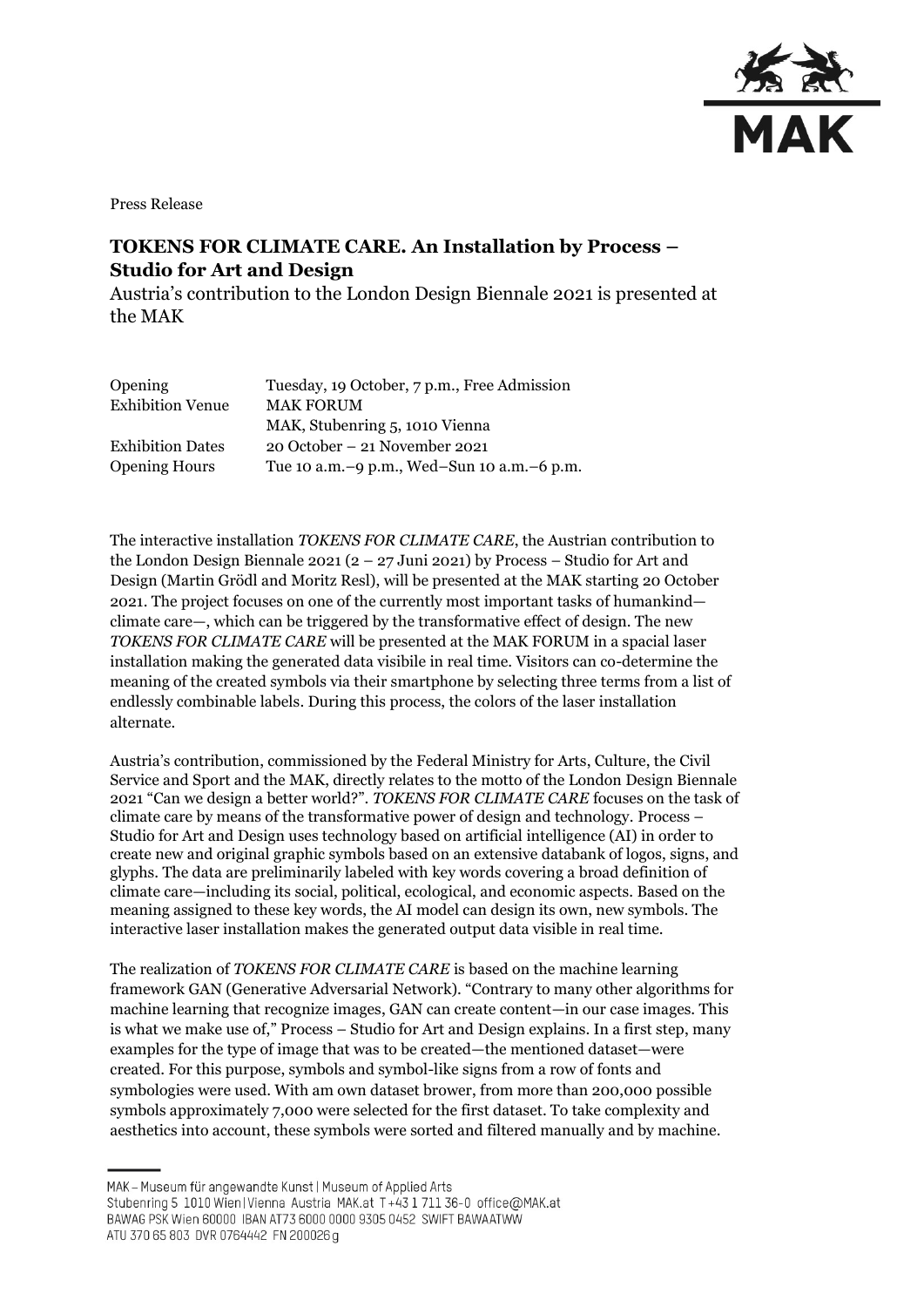Press Release

# TOKENS FOR CLIMATE CARE. An Installation by Process – Studio for Art and Design

Austria's contribution to the London Design Biennale 2021 is presented at the MAK

| | |
|---|---|
| Opening | Tuesday, 19 October, 7 p.m., Free Admission |
| Exhibition Venue | MAK FORUM<br>MAK, Stubenring 5, 1010 Vienna |
| Exhibition Dates | 20 October – 21 November 2021 |
| Opening Hours | Tue 10 a.m.–9 p.m., Wed–Sun 10 a.m.–6 p.m. |

The interactive installation *TOKENS FOR CLIMATE CARE*, the Austrian contribution to the London Design Biennale 2021 (2 – 27 Juni 2021) by Process – Studio for Art and Design (Martin Grödl and Moritz Resl), will be presented at the MAK starting 20 October 2021. The project focuses on one of the currently most important tasks of humankind—climate care—, which can be triggered by the transformative effect of design. The new *TOKENS FOR CLIMATE CARE* will be presented at the MAK FORUM in a spacial laser installation making the generated data visibile in real time. Visitors can co-determine the meaning of the created symbols via their smartphone by selecting three terms from a list of endlessly combinable labels. During this process, the colors of the laser installation alternate.

Austria's contribution, commissioned by the Federal Ministry for Arts, Culture, the Civil Service and Sport and the MAK, directly relates to the motto of the London Design Biennale 2021 "Can we design a better world?". *TOKENS FOR CLIMATE CARE* focuses on the task of climate care by means of the transformative power of design and technology. Process – Studio for Art and Design uses technology based on artificial intelligence (AI) in order to create new and original graphic symbols based on an extensive databank of logos, signs, and glyphs. The data are preliminarily labeled with key words covering a broad definition of climate care—including its social, political, ecological, and economic aspects. Based on the meaning assigned to these key words, the AI model can design its own, new symbols. The interactive laser installation makes the generated output data visible in real time.

The realization of *TOKENS FOR CLIMATE CARE* is based on the machine learning framework GAN (Generative Adversarial Network). "Contrary to many other algorithms for machine learning that recognize images, GAN can create content—in our case images. This is what we make use of," Process – Studio for Art and Design explains. In a first step, many examples for the type of image that was to be created—the mentioned dataset—were created. For this purpose, symbols and symbol-like signs from a row of fonts and symbologies were used. With am own dataset brower, from more than 200,000 possible symbols approximately 7,000 were selected for the first dataset. To take complexity and aesthetics into account, these symbols were sorted and filtered manually and by machine.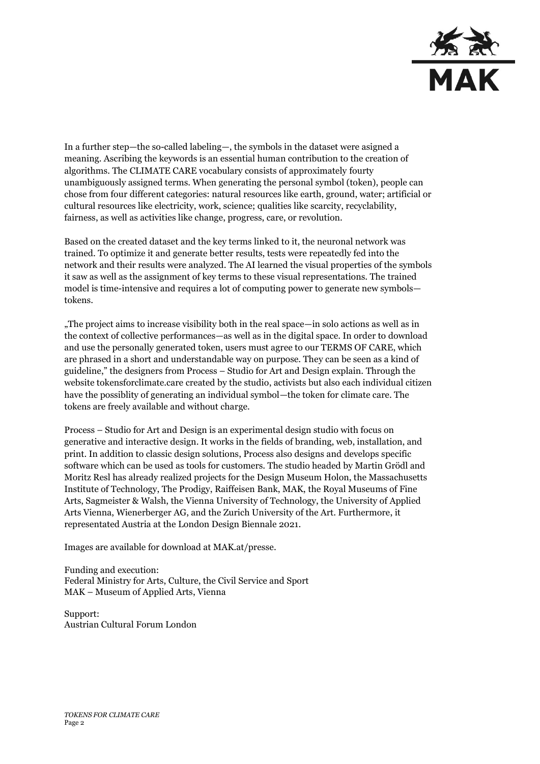In a further step—the so-called labeling—, the symbols in the dataset were asigned a meaning. Ascribing the keywords is an essential human contribution to the creation of algorithms. The CLIMATE CARE vocabulary consists of approximately fourty unambiguously assigned terms. When generating the personal symbol (token), people can chose from four different categories: natural resources like earth, ground, water; artificial or cultural resources like electricity, work, science; qualities like scarcity, recyclability, fairness, as well as activities like change, progress, care, or revolution.

Based on the created dataset and the key terms linked to it, the neuronal network was trained. To optimize it and generate better results, tests were repeatedly fed into the network and their results were analyzed. The AI learned the visual properties of the symbols it saw as well as the assignment of key terms to these visual representations. The trained model is time-intensive and requires a lot of computing power to generate new symbols—tokens.

„The project aims to increase visibility both in the real space—in solo actions as well as in the context of collective performances—as well as in the digital space. In order to download and use the personally generated token, users must agree to our TERMS OF CARE, which are phrased in a short and understandable way on purpose. They can be seen as a kind of guideline," the designers from Process – Studio for Art and Design explain. Through the website tokensforclimate.care created by the studio, activists but also each individual citizen have the possiblity of generating an individual symbol—the token for climate care. The tokens are freely available and without charge.

Process – Studio for Art and Design is an experimental design studio with focus on generative and interactive design. It works in the fields of branding, web, installation, and print. In addition to classic design solutions, Process also designs and develops specific software which can be used as tools for customers. The studio headed by Martin Grödl and Moritz Resl has already realized projects for the Design Museum Holon, the Massachusetts Institute of Technology, The Prodigy, Raiffeisen Bank, MAK, the Royal Museums of Fine Arts, Sagmeister & Walsh, the Vienna University of Technology, the University of Applied Arts Vienna, Wienerberger AG, and the Zurich University of the Art. Furthermore, it representated Austria at the London Design Biennale 2021.

Images are available for download at MAK.at/presse.

Funding and execution:
Federal Ministry for Arts, Culture, the Civil Service and Sport
MAK – Museum of Applied Arts, Vienna

Support:
Austrian Cultural Forum London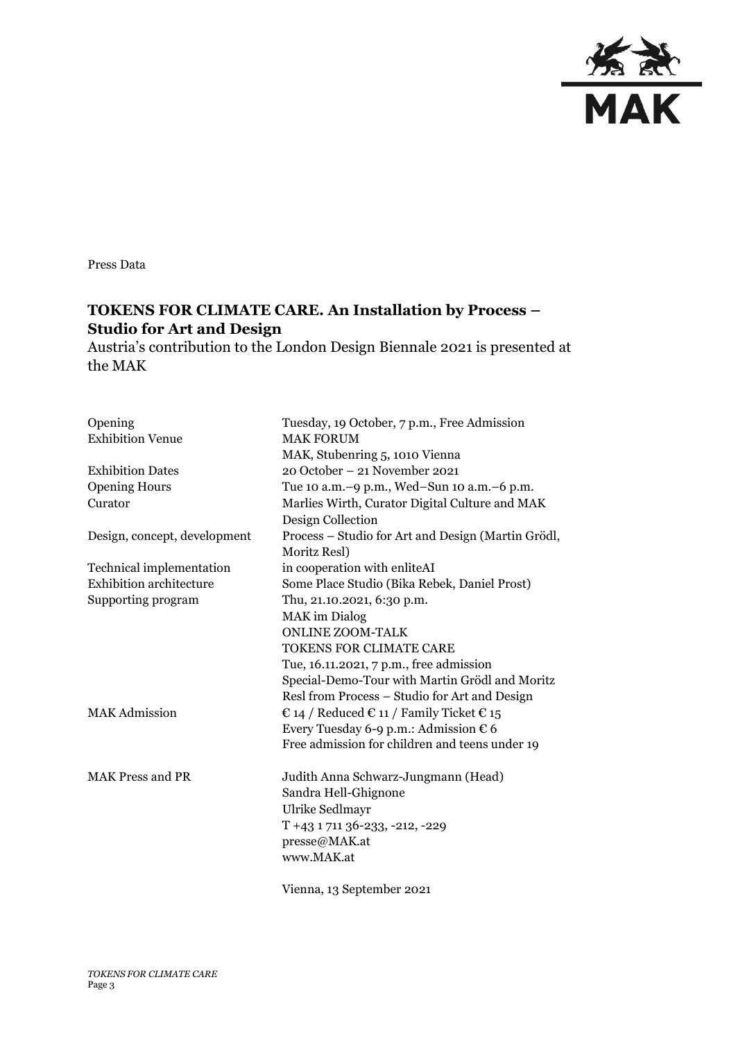Press Data

## TOKENS FOR CLIMATE CARE. An Installation by Process – Studio for Art and Design

Austria's contribution to the London Design Biennale 2021 is presented at the MAK

| | |
|---|---|
| Opening | Tuesday, 19 October, 7 p.m., Free Admission |
| Exhibition Venue | MAK FORUM<br>MAK, Stubenring 5, 1010 Vienna |
| Exhibition Dates | 20 October – 21 November 2021 |
| Opening Hours | Tue 10 a.m.–9 p.m., Wed–Sun 10 a.m.–6 p.m. |
| Curator | Marlies Wirth, Curator Digital Culture and MAK Design Collection |
| Design, concept, development | Process – Studio for Art and Design (Martin Grödl, Moritz Resl) |
| Technical implementation | in cooperation with enliteAI |
| Exhibition architecture | Some Place Studio (Bika Rebek, Daniel Prost) |
| Supporting program | Thu, 21.10.2021, 6:30 p.m.<br>MAK im Dialog<br>ONLINE ZOOM-TALK<br>TOKENS FOR CLIMATE CARE<br>Tue, 16.11.2021, 7 p.m., free admission<br>Special-Demo-Tour with Martin Grödl and Moritz Resl from Process – Studio for Art and Design |
| MAK Admission | € 14 / Reduced € 11 / Family Ticket € 15<br>Every Tuesday 6-9 p.m.: Admission € 6<br>Free admission for children and teens under 19 |
| MAK Press and PR | Judith Anna Schwarz-Jungmann (Head)<br>Sandra Hell-Ghignone<br>Ulrike Sedlmayr<br>T +43 1 711 36-233, -212, -229<br>presse@MAK.at<br>www.MAK.at |

Vienna, 13 September 2021